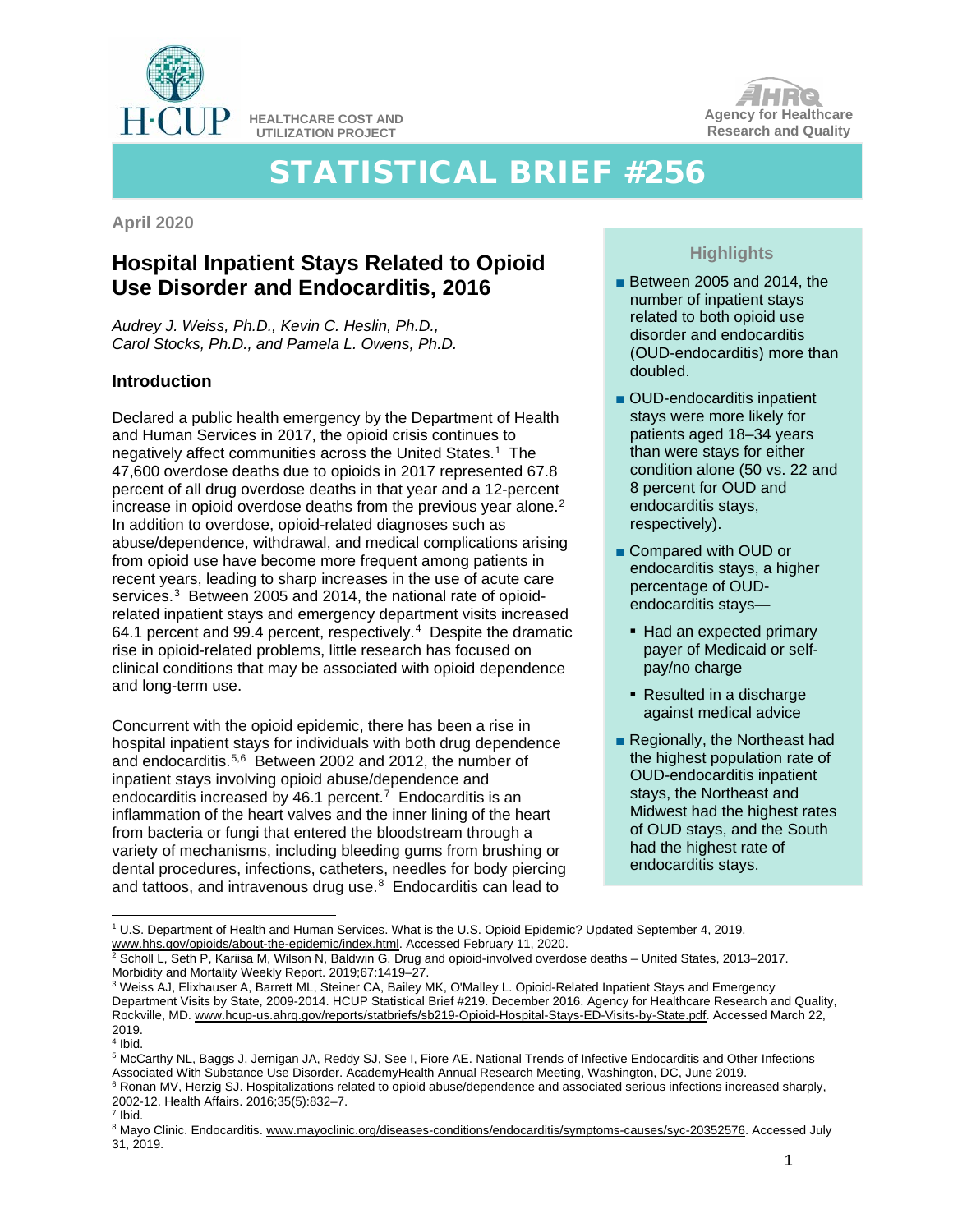HEALTHCARE COST AND UTILIZATION PROJECT

Agency for Healthcare Research and Quality

# STATISTICAL BRIEF #256

April 2020

## Hospital Inpatient Stays Related to Opioid Use Disorder and Endocarditis, 2016

*Audrey J. Weiss, Ph.D., Kevin C. Heslin, Ph.D., Carol Stocks, Ph.D., and Pamela L. Owens, Ph.D.*

### Introduction

Declared a public health emergency by the Department of Health and Human Services in 2017, the opioid crisis continues to negatively affect communities across the United States.[1] The 47,600 overdose deaths due to opioids in 2017 represented 67.8 percent of all drug overdose deaths in that year and a 12-percent increase in opioid overdose deaths from the previous year alone.[2] In addition to overdose, opioid-related diagnoses such as abuse/dependence, withdrawal, and medical complications arising from opioid use have become more frequent among patients in recent years, leading to sharp increases in the use of acute care services.[3] Between 2005 and 2014, the national rate of opioid-related inpatient stays and emergency department visits increased 64.1 percent and 99.4 percent, respectively.[4] Despite the dramatic rise in opioid-related problems, little research has focused on clinical conditions that may be associated with opioid dependence and long-term use.

Concurrent with the opioid epidemic, there has been a rise in hospital inpatient stays for individuals with both drug dependence and endocarditis.[5,6] Between 2002 and 2012, the number of inpatient stays involving opioid abuse/dependence and endocarditis increased by 46.1 percent.[7] Endocarditis is an inflammation of the heart valves and the inner lining of the heart from bacteria or fungi that entered the bloodstream through a variety of mechanisms, including bleeding gums from brushing or dental procedures, infections, catheters, needles for body piercing and tattoos, and intravenous drug use.[8] Endocarditis can lead to

### Highlights

- Between 2005 and 2014, the number of inpatient stays related to both opioid use disorder and endocarditis (OUD-endocarditis) more than doubled.
- OUD-endocarditis inpatient stays were more likely for patients aged 18–34 years than were stays for either condition alone (50 vs. 22 and 8 percent for OUD and endocarditis stays, respectively).
- Compared with OUD or endocarditis stays, a higher percentage of OUD-endocarditis stays—
  - Had an expected primary payer of Medicaid or self-pay/no charge
  - Resulted in a discharge against medical advice
- Regionally, the Northeast had the highest population rate of OUD-endocarditis inpatient stays, the Northeast and Midwest had the highest rates of OUD stays, and the South had the highest rate of endocarditis stays.

---

[1] U.S. Department of Health and Human Services. What is the U.S. Opioid Epidemic? Updated September 4, 2019. www.hhs.gov/opioids/about-the-epidemic/index.html. Accessed February 11, 2020.

[2] Scholl L, Seth P, Kariisa M, Wilson N, Baldwin G. Drug and opioid-involved overdose deaths – United States, 2013–2017. Morbidity and Mortality Weekly Report. 2019;67:1419–27.

[3] Weiss AJ, Elixhauser A, Barrett ML, Steiner CA, Bailey MK, O'Malley L. Opioid-Related Inpatient Stays and Emergency Department Visits by State, 2009-2014. HCUP Statistical Brief #219. December 2016. Agency for Healthcare Research and Quality, Rockville, MD. www.hcup-us.ahrq.gov/reports/statbriefs/sb219-Opioid-Hospital-Stays-ED-Visits-by-State.pdf. Accessed March 22, 2019.

[4] Ibid.

[5] McCarthy NL, Baggs J, Jernigan JA, Reddy SJ, See I, Fiore AE. National Trends of Infective Endocarditis and Other Infections Associated With Substance Use Disorder. AcademyHealth Annual Research Meeting, Washington, DC, June 2019.

[6] Ronan MV, Herzig SJ. Hospitalizations related to opioid abuse/dependence and associated serious infections increased sharply, 2002-12. Health Affairs. 2016;35(5):832–7.

[7] Ibid.

[8] Mayo Clinic. Endocarditis. www.mayoclinic.org/diseases-conditions/endocarditis/symptoms-causes/syc-20352576. Accessed July 31, 2019.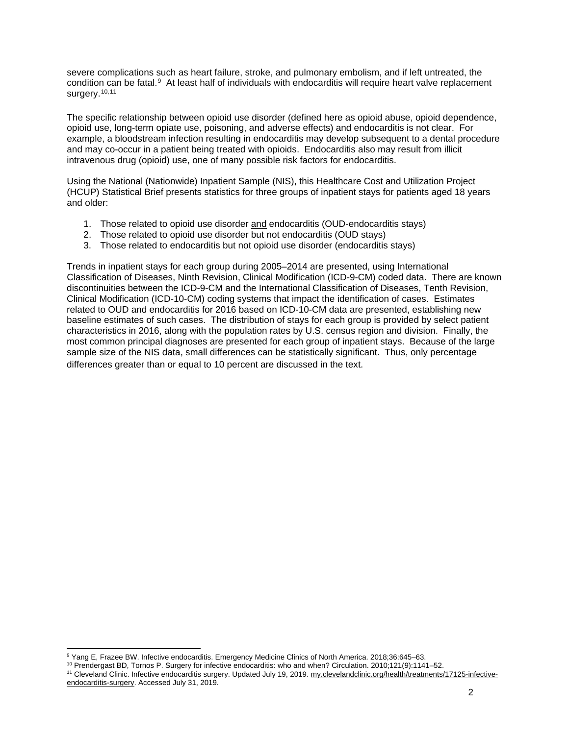severe complications such as heart failure, stroke, and pulmonary embolism, and if left untreated, the condition can be fatal.[9] At least half of individuals with endocarditis will require heart valve replacement surgery.[10,11]

The specific relationship between opioid use disorder (defined here as opioid abuse, opioid dependence, opioid use, long-term opiate use, poisoning, and adverse effects) and endocarditis is not clear. For example, a bloodstream infection resulting in endocarditis may develop subsequent to a dental procedure and may co-occur in a patient being treated with opioids. Endocarditis also may result from illicit intravenous drug (opioid) use, one of many possible risk factors for endocarditis.

Using the National (Nationwide) Inpatient Sample (NIS), this Healthcare Cost and Utilization Project (HCUP) Statistical Brief presents statistics for three groups of inpatient stays for patients aged 18 years and older:

1. Those related to opioid use disorder and endocarditis (OUD-endocarditis stays)
2. Those related to opioid use disorder but not endocarditis (OUD stays)
3. Those related to endocarditis but not opioid use disorder (endocarditis stays)

Trends in inpatient stays for each group during 2005–2014 are presented, using International Classification of Diseases, Ninth Revision, Clinical Modification (ICD-9-CM) coded data. There are known discontinuities between the ICD-9-CM and the International Classification of Diseases, Tenth Revision, Clinical Modification (ICD-10-CM) coding systems that impact the identification of cases. Estimates related to OUD and endocarditis for 2016 based on ICD-10-CM data are presented, establishing new baseline estimates of such cases. The distribution of stays for each group is provided by select patient characteristics in 2016, along with the population rates by U.S. census region and division. Finally, the most common principal diagnoses are presented for each group of inpatient stays. Because of the large sample size of the NIS data, small differences can be statistically significant. Thus, only percentage differences greater than or equal to 10 percent are discussed in the text.

---

[9] Yang E, Frazee BW. Infective endocarditis. Emergency Medicine Clinics of North America. 2018;36:645–63.

[10] Prendergast BD, Tornos P. Surgery for infective endocarditis: who and when? Circulation. 2010;121(9):1141–52.

[11] Cleveland Clinic. Infective endocarditis surgery. Updated July 19, 2019. my.clevelandclinic.org/health/treatments/17125-infective-endocarditis-surgery. Accessed July 31, 2019.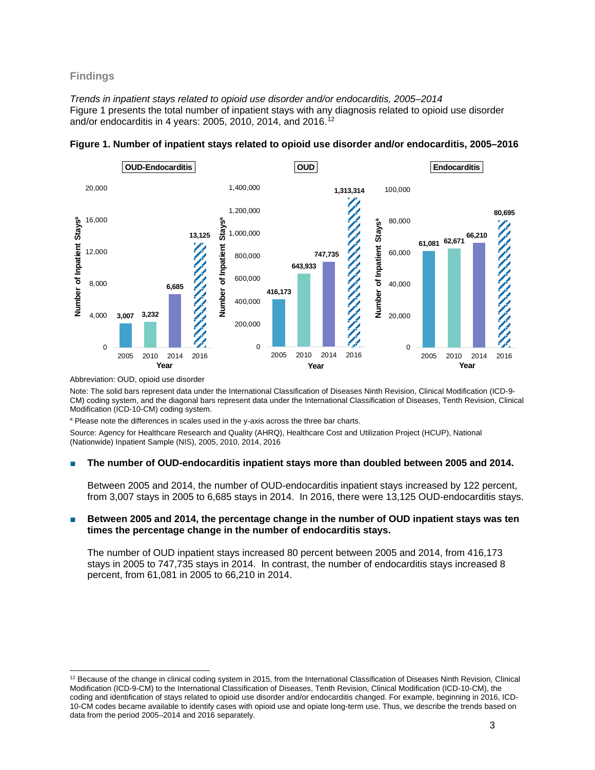## Findings

*Trends in inpatient stays related to opioid use disorder and/or endocarditis, 2005–2014*

Figure 1 presents the total number of inpatient stays with any diagnosis related to opioid use disorder and/or endocarditis in 4 years: 2005, 2010, 2014, and 2016.[12]

**Figure 1. Number of inpatient stays related to opioid use disorder and/or endocarditis, 2005–2016**

| Year | OUD-Endocarditis | OUD | Endocarditis |
|---|---|---|---|
| 2005 | 3,007 | 416,173 | 61,081 |
| 2010 | 3,232 | 643,933 | 62,671 |
| 2014 | 6,685 | 747,735 | 66,210 |
| 2016 | 13,125 | 1,313,314 | 80,695 |

Abbreviation: OUD, opioid use disorder

Note: The solid bars represent data under the International Classification of Diseases Ninth Revision, Clinical Modification (ICD-9-CM) coding system, and the diagonal bars represent data under the International Classification of Diseases, Tenth Revision, Clinical Modification (ICD-10-CM) coding system.

[a] Please note the differences in scales used in the y-axis across the three bar charts.

Source: Agency for Healthcare Research and Quality (AHRQ), Healthcare Cost and Utilization Project (HCUP), National (Nationwide) Inpatient Sample (NIS), 2005, 2010, 2014, 2016

- **The number of OUD-endocarditis inpatient stays more than doubled between 2005 and 2014.**

  Between 2005 and 2014, the number of OUD-endocarditis inpatient stays increased by 122 percent, from 3,007 stays in 2005 to 6,685 stays in 2014. In 2016, there were 13,125 OUD-endocarditis stays.

- **Between 2005 and 2014, the percentage change in the number of OUD inpatient stays was ten times the percentage change in the number of endocarditis stays.**

  The number of OUD inpatient stays increased 80 percent between 2005 and 2014, from 416,173 stays in 2005 to 747,735 stays in 2014. In contrast, the number of endocarditis stays increased 8 percent, from 61,081 in 2005 to 66,210 in 2014.

---

[12] Because of the change in clinical coding system in 2015, from the International Classification of Diseases Ninth Revision, Clinical Modification (ICD-9-CM) to the International Classification of Diseases, Tenth Revision, Clinical Modification (ICD-10-CM), the coding and identification of stays related to opioid use disorder and/or endocarditis changed. For example, beginning in 2016, ICD-10-CM codes became available to identify cases with opioid use and opiate long-term use. Thus, we describe the trends based on data from the period 2005–2014 and 2016 separately.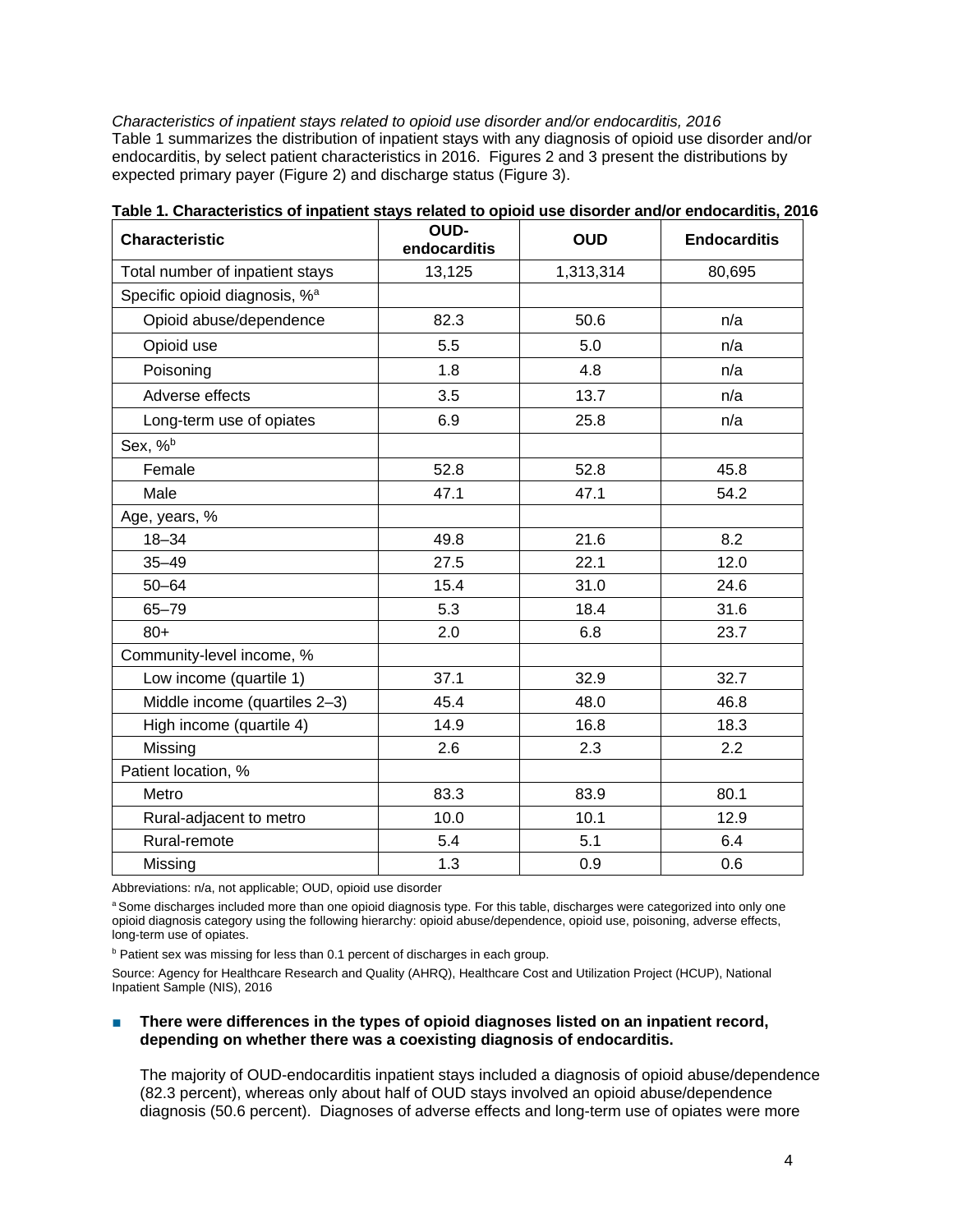*Characteristics of inpatient stays related to opioid use disorder and/or endocarditis, 2016*

Table 1 summarizes the distribution of inpatient stays with any diagnosis of opioid use disorder and/or endocarditis, by select patient characteristics in 2016. Figures 2 and 3 present the distributions by expected primary payer (Figure 2) and discharge status (Figure 3).

**Table 1. Characteristics of inpatient stays related to opioid use disorder and/or endocarditis, 2016**

| Characteristic | OUD-endocarditis | OUD | Endocarditis |
|---|---|---|---|
| Total number of inpatient stays | 13,125 | 1,313,314 | 80,695 |
| Specific opioid diagnosis, %[a] | | | |
| Opioid abuse/dependence | 82.3 | 50.6 | n/a |
| Opioid use | 5.5 | 5.0 | n/a |
| Poisoning | 1.8 | 4.8 | n/a |
| Adverse effects | 3.5 | 13.7 | n/a |
| Long-term use of opiates | 6.9 | 25.8 | n/a |
| Sex, %[b] | | | |
| Female | 52.8 | 52.8 | 45.8 |
| Male | 47.1 | 47.1 | 54.2 |
| Age, years, % | | | |
| 18–34 | 49.8 | 21.6 | 8.2 |
| 35–49 | 27.5 | 22.1 | 12.0 |
| 50–64 | 15.4 | 31.0 | 24.6 |
| 65–79 | 5.3 | 18.4 | 31.6 |
| 80+ | 2.0 | 6.8 | 23.7 |
| Community-level income, % | | | |
| Low income (quartile 1) | 37.1 | 32.9 | 32.7 |
| Middle income (quartiles 2–3) | 45.4 | 48.0 | 46.8 |
| High income (quartile 4) | 14.9 | 16.8 | 18.3 |
| Missing | 2.6 | 2.3 | 2.2 |
| Patient location, % | | | |
| Metro | 83.3 | 83.9 | 80.1 |
| Rural-adjacent to metro | 10.0 | 10.1 | 12.9 |
| Rural-remote | 5.4 | 5.1 | 6.4 |
| Missing | 1.3 | 0.9 | 0.6 |

Abbreviations: n/a, not applicable; OUD, opioid use disorder

[a] Some discharges included more than one opioid diagnosis type. For this table, discharges were categorized into only one opioid diagnosis category using the following hierarchy: opioid abuse/dependence, opioid use, poisoning, adverse effects, long-term use of opiates.

[b] Patient sex was missing for less than 0.1 percent of discharges in each group.

Source: Agency for Healthcare Research and Quality (AHRQ), Healthcare Cost and Utilization Project (HCUP), National Inpatient Sample (NIS), 2016

- **There were differences in the types of opioid diagnoses listed on an inpatient record, depending on whether there was a coexisting diagnosis of endocarditis.**

  The majority of OUD-endocarditis inpatient stays included a diagnosis of opioid abuse/dependence (82.3 percent), whereas only about half of OUD stays involved an opioid abuse/dependence diagnosis (50.6 percent). Diagnoses of adverse effects and long-term use of opiates were more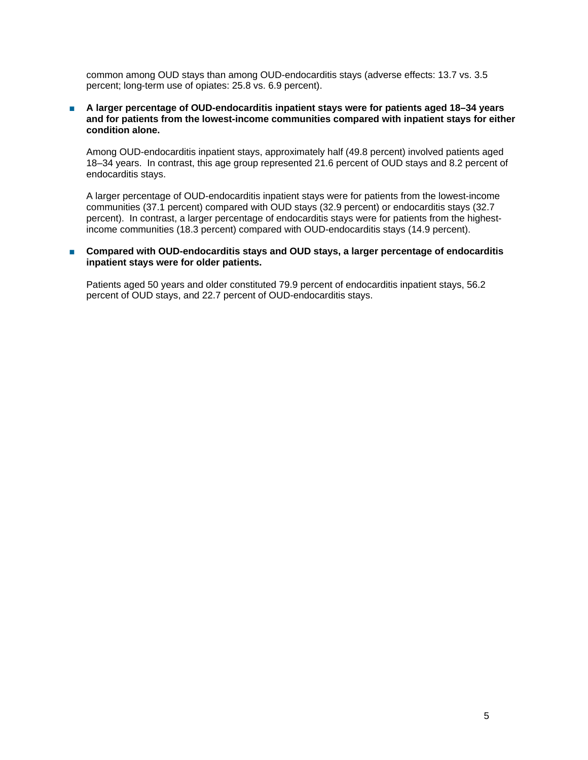common among OUD stays than among OUD-endocarditis stays (adverse effects: 13.7 vs. 3.5 percent; long-term use of opiates: 25.8 vs. 6.9 percent).

- **A larger percentage of OUD-endocarditis inpatient stays were for patients aged 18–34 years and for patients from the lowest-income communities compared with inpatient stays for either condition alone.**

  Among OUD-endocarditis inpatient stays, approximately half (49.8 percent) involved patients aged 18–34 years. In contrast, this age group represented 21.6 percent of OUD stays and 8.2 percent of endocarditis stays.

  A larger percentage of OUD-endocarditis inpatient stays were for patients from the lowest-income communities (37.1 percent) compared with OUD stays (32.9 percent) or endocarditis stays (32.7 percent). In contrast, a larger percentage of endocarditis stays were for patients from the highest-income communities (18.3 percent) compared with OUD-endocarditis stays (14.9 percent).

- **Compared with OUD-endocarditis stays and OUD stays, a larger percentage of endocarditis inpatient stays were for older patients.**

  Patients aged 50 years and older constituted 79.9 percent of endocarditis inpatient stays, 56.2 percent of OUD stays, and 22.7 percent of OUD-endocarditis stays.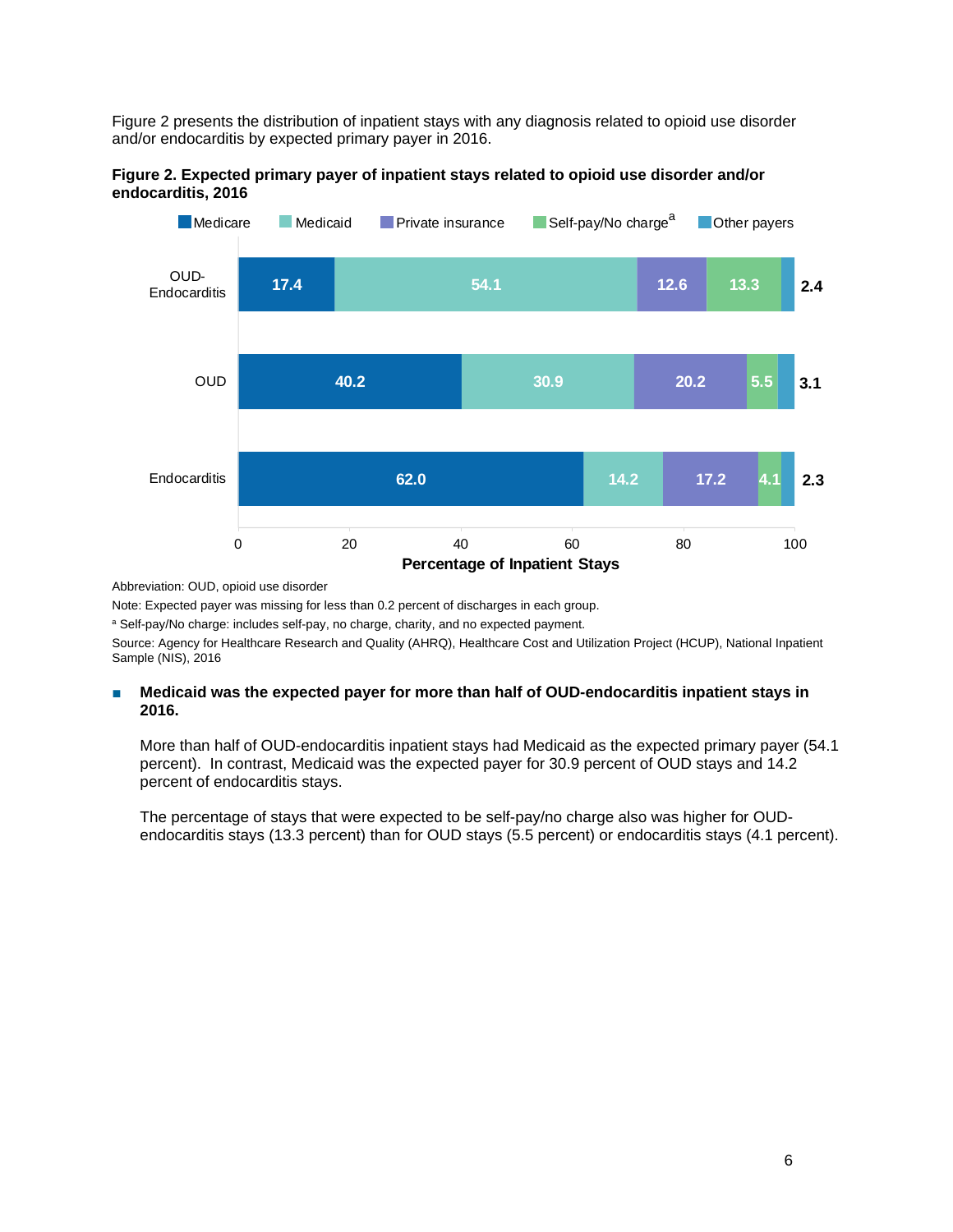Figure 2 presents the distribution of inpatient stays with any diagnosis related to opioid use disorder and/or endocarditis by expected primary payer in 2016.

**Figure 2. Expected primary payer of inpatient stays related to opioid use disorder and/or endocarditis, 2016**

| | Medicare | Medicaid | Private insurance | Self-pay/No charge[a] | Other payers |
|---|---|---|---|---|---|
| OUD-Endocarditis | 17.4 | 54.1 | 12.6 | 13.3 | 2.4 |
| OUD | 40.2 | 30.9 | 20.2 | 5.5 | 3.1 |
| Endocarditis | 62.0 | 14.2 | 17.2 | 4.1 | 2.3 |

Percentage of Inpatient Stays

Abbreviation: OUD, opioid use disorder

Note: Expected payer was missing for less than 0.2 percent of discharges in each group.

[a] Self-pay/No charge: includes self-pay, no charge, charity, and no expected payment.

Source: Agency for Healthcare Research and Quality (AHRQ), Healthcare Cost and Utilization Project (HCUP), National Inpatient Sample (NIS), 2016

- **Medicaid was the expected payer for more than half of OUD-endocarditis inpatient stays in 2016.**

  More than half of OUD-endocarditis inpatient stays had Medicaid as the expected primary payer (54.1 percent). In contrast, Medicaid was the expected payer for 30.9 percent of OUD stays and 14.2 percent of endocarditis stays.

  The percentage of stays that were expected to be self-pay/no charge also was higher for OUD-endocarditis stays (13.3 percent) than for OUD stays (5.5 percent) or endocarditis stays (4.1 percent).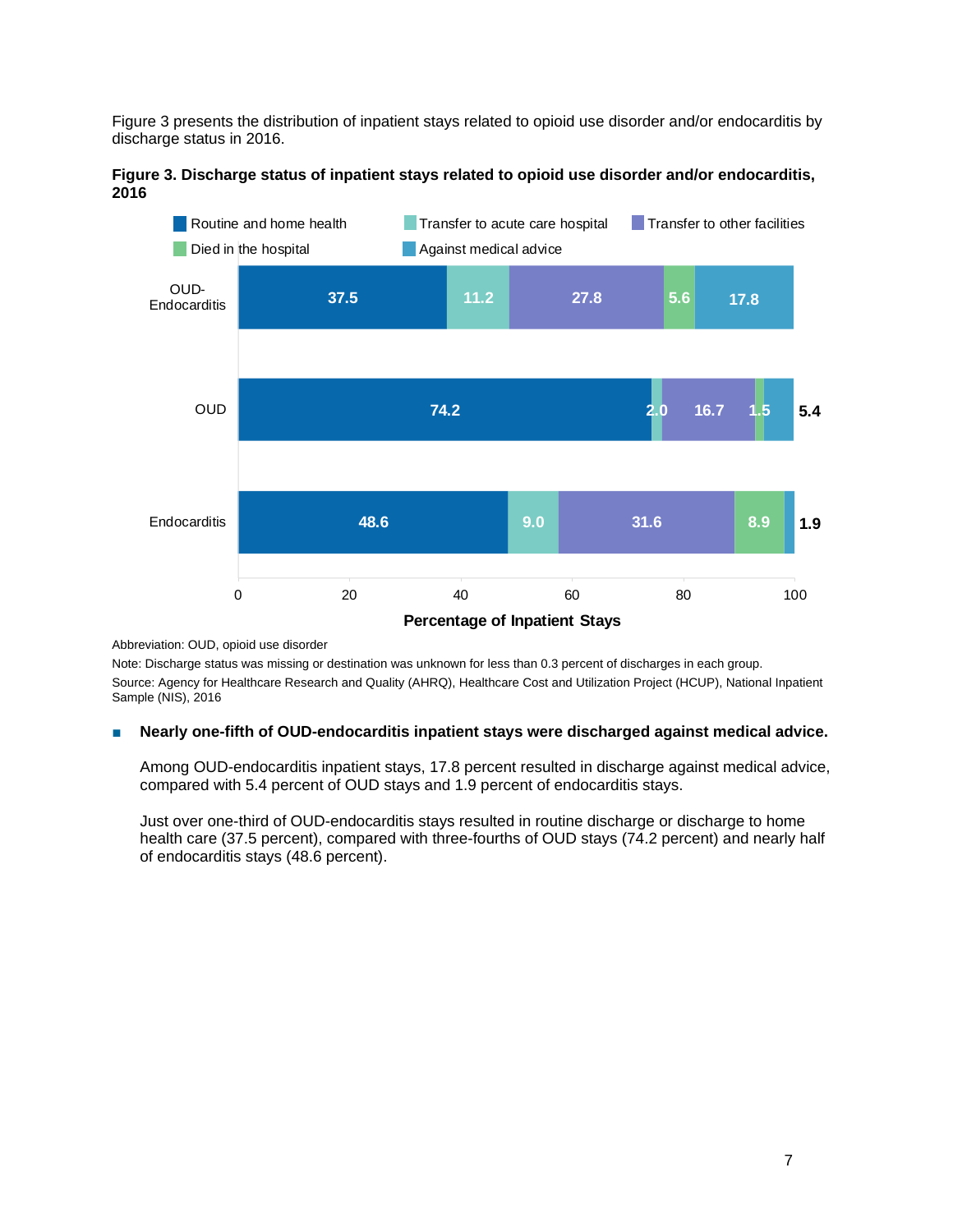Figure 3 presents the distribution of inpatient stays related to opioid use disorder and/or endocarditis by discharge status in 2016.

**Figure 3. Discharge status of inpatient stays related to opioid use disorder and/or endocarditis, 2016**

| | Routine and home health | Transfer to acute care hospital | Transfer to other facilities | Died in the hospital | Against medical advice |
|---|---|---|---|---|---|
| OUD-Endocarditis | 37.5 | 11.2 | 27.8 | 5.6 | 17.8 |
| OUD | 74.2 | 2.0 | 16.7 | 1.5 | 5.4 |
| Endocarditis | 48.6 | 9.0 | 31.6 | 8.9 | 1.9 |

Percentage of Inpatient Stays

Abbreviation: OUD, opioid use disorder

Note: Discharge status was missing or destination was unknown for less than 0.3 percent of discharges in each group.

Source: Agency for Healthcare Research and Quality (AHRQ), Healthcare Cost and Utilization Project (HCUP), National Inpatient Sample (NIS), 2016

- **Nearly one-fifth of OUD-endocarditis inpatient stays were discharged against medical advice.**

  Among OUD-endocarditis inpatient stays, 17.8 percent resulted in discharge against medical advice, compared with 5.4 percent of OUD stays and 1.9 percent of endocarditis stays.

  Just over one-third of OUD-endocarditis stays resulted in routine discharge or discharge to home health care (37.5 percent), compared with three-fourths of OUD stays (74.2 percent) and nearly half of endocarditis stays (48.6 percent).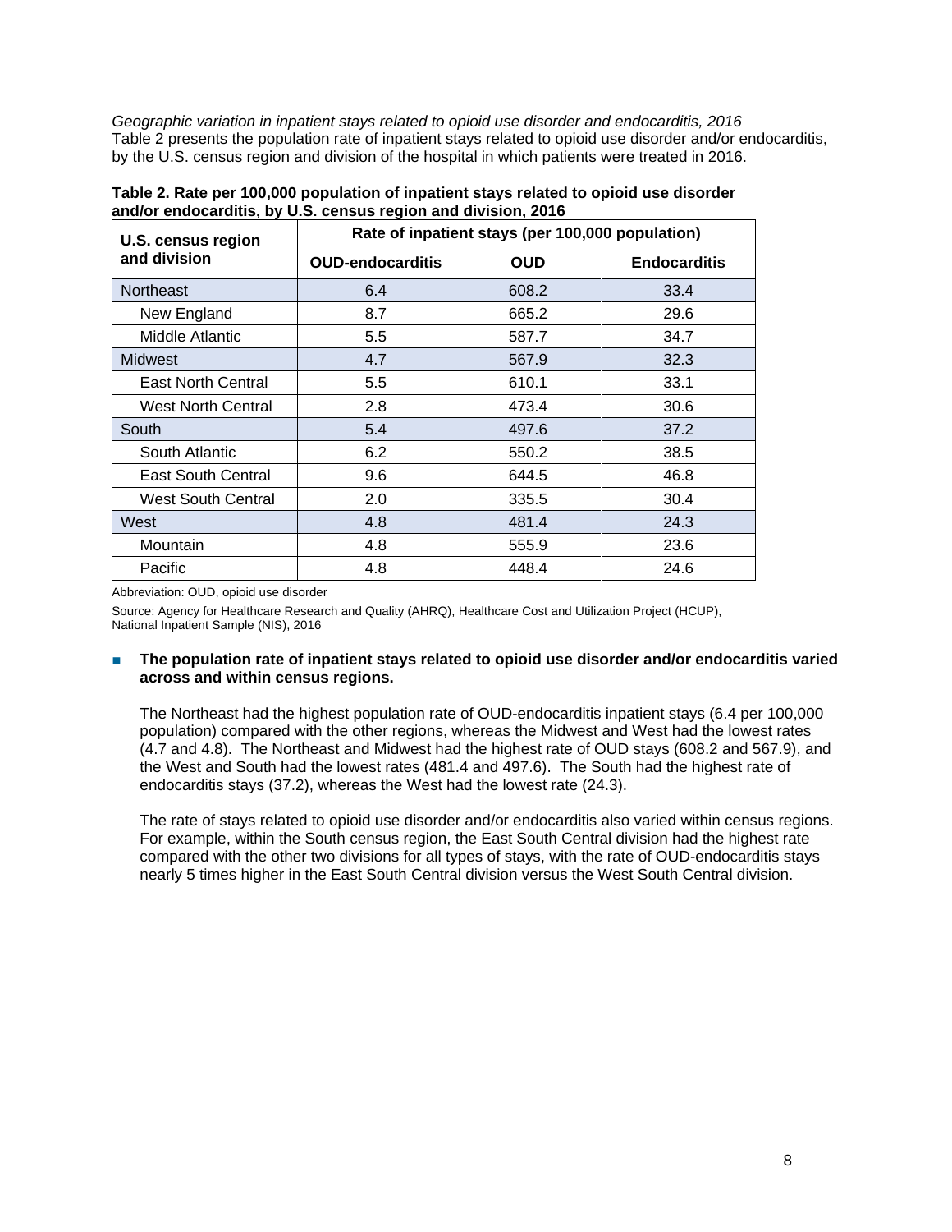*Geographic variation in inpatient stays related to opioid use disorder and endocarditis, 2016*

Table 2 presents the population rate of inpatient stays related to opioid use disorder and/or endocarditis, by the U.S. census region and division of the hospital in which patients were treated in 2016.

**Table 2. Rate per 100,000 population of inpatient stays related to opioid use disorder and/or endocarditis, by U.S. census region and division, 2016**

| U.S. census region and division | Rate of inpatient stays (per 100,000 population) | | |
|---|---|---|---|
| | **OUD-endocarditis** | **OUD** | **Endocarditis** |
| Northeast | 6.4 | 608.2 | 33.4 |
| New England | 8.7 | 665.2 | 29.6 |
| Middle Atlantic | 5.5 | 587.7 | 34.7 |
| Midwest | 4.7 | 567.9 | 32.3 |
| East North Central | 5.5 | 610.1 | 33.1 |
| West North Central | 2.8 | 473.4 | 30.6 |
| South | 5.4 | 497.6 | 37.2 |
| South Atlantic | 6.2 | 550.2 | 38.5 |
| East South Central | 9.6 | 644.5 | 46.8 |
| West South Central | 2.0 | 335.5 | 30.4 |
| West | 4.8 | 481.4 | 24.3 |
| Mountain | 4.8 | 555.9 | 23.6 |
| Pacific | 4.8 | 448.4 | 24.6 |

Abbreviation: OUD, opioid use disorder

Source: Agency for Healthcare Research and Quality (AHRQ), Healthcare Cost and Utilization Project (HCUP), National Inpatient Sample (NIS), 2016

- **The population rate of inpatient stays related to opioid use disorder and/or endocarditis varied across and within census regions.**

  The Northeast had the highest population rate of OUD-endocarditis inpatient stays (6.4 per 100,000 population) compared with the other regions, whereas the Midwest and West had the lowest rates (4.7 and 4.8). The Northeast and Midwest had the highest rate of OUD stays (608.2 and 567.9), and the West and South had the lowest rates (481.4 and 497.6). The South had the highest rate of endocarditis stays (37.2), whereas the West had the lowest rate (24.3).

  The rate of stays related to opioid use disorder and/or endocarditis also varied within census regions. For example, within the South census region, the East South Central division had the highest rate compared with the other two divisions for all types of stays, with the rate of OUD-endocarditis stays nearly 5 times higher in the East South Central division versus the West South Central division.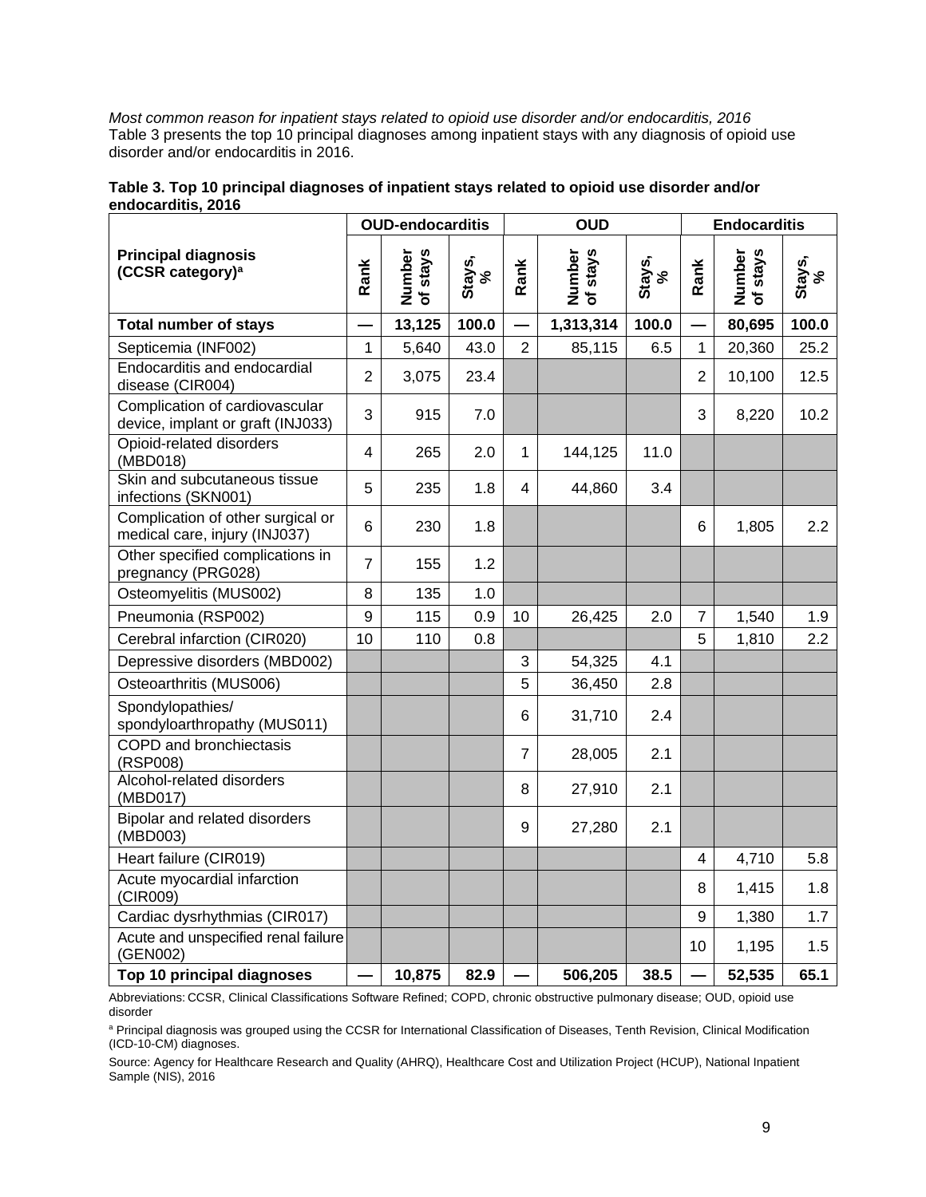*Most common reason for inpatient stays related to opioid use disorder and/or endocarditis, 2016*
Table 3 presents the top 10 principal diagnoses among inpatient stays with any diagnosis of opioid use disorder and/or endocarditis in 2016.

**Table 3. Top 10 principal diagnoses of inpatient stays related to opioid use disorder and/or endocarditis, 2016**

| Principal diagnosis (CCSR category)[a] | OUD-endocarditis | | | OUD | | | Endocarditis | | |
|---|---|---|---|---|---|---|---|---|---|
| | Rank | Number of stays | Stays, % | Rank | Number of stays | Stays, % | Rank | Number of stays | Stays, % |
| **Total number of stays** | — | **13,125** | **100.0** | — | **1,313,314** | **100.0** | — | **80,695** | **100.0** |
| Septicemia (INF002) | 1 | 5,640 | 43.0 | 2 | 85,115 | 6.5 | 1 | 20,360 | 25.2 |
| Endocarditis and endocardial disease (CIR004) | 2 | 3,075 | 23.4 | | | | 2 | 10,100 | 12.5 |
| Complication of cardiovascular device, implant or graft (INJ033) | 3 | 915 | 7.0 | | | | 3 | 8,220 | 10.2 |
| Opioid-related disorders (MBD018) | 4 | 265 | 2.0 | 1 | 144,125 | 11.0 | | | |
| Skin and subcutaneous tissue infections (SKN001) | 5 | 235 | 1.8 | 4 | 44,860 | 3.4 | | | |
| Complication of other surgical or medical care, injury (INJ037) | 6 | 230 | 1.8 | | | | 6 | 1,805 | 2.2 |
| Other specified complications in pregnancy (PRG028) | 7 | 155 | 1.2 | | | | | | |
| Osteomyelitis (MUS002) | 8 | 135 | 1.0 | | | | | | |
| Pneumonia (RSP002) | 9 | 115 | 0.9 | 10 | 26,425 | 2.0 | 7 | 1,540 | 1.9 |
| Cerebral infarction (CIR020) | 10 | 110 | 0.8 | | | | 5 | 1,810 | 2.2 |
| Depressive disorders (MBD002) | | | | 3 | 54,325 | 4.1 | | | |
| Osteoarthritis (MUS006) | | | | 5 | 36,450 | 2.8 | | | |
| Spondylopathies/ spondyloarthropathy (MUS011) | | | | 6 | 31,710 | 2.4 | | | |
| COPD and bronchiectasis (RSP008) | | | | 7 | 28,005 | 2.1 | | | |
| Alcohol-related disorders (MBD017) | | | | 8 | 27,910 | 2.1 | | | |
| Bipolar and related disorders (MBD003) | | | | 9 | 27,280 | 2.1 | | | |
| Heart failure (CIR019) | | | | | | | 4 | 4,710 | 5.8 |
| Acute myocardial infarction (CIR009) | | | | | | | 8 | 1,415 | 1.8 |
| Cardiac dysrhythmias (CIR017) | | | | | | | 9 | 1,380 | 1.7 |
| Acute and unspecified renal failure (GEN002) | | | | | | | 10 | 1,195 | 1.5 |
| **Top 10 principal diagnoses** | — | **10,875** | **82.9** | — | **506,205** | **38.5** | — | **52,535** | **65.1** |

Abbreviations: CCSR, Clinical Classifications Software Refined; COPD, chronic obstructive pulmonary disease; OUD, opioid use disorder

[a] Principal diagnosis was grouped using the CCSR for International Classification of Diseases, Tenth Revision, Clinical Modification (ICD-10-CM) diagnoses.

Source: Agency for Healthcare Research and Quality (AHRQ), Healthcare Cost and Utilization Project (HCUP), National Inpatient Sample (NIS), 2016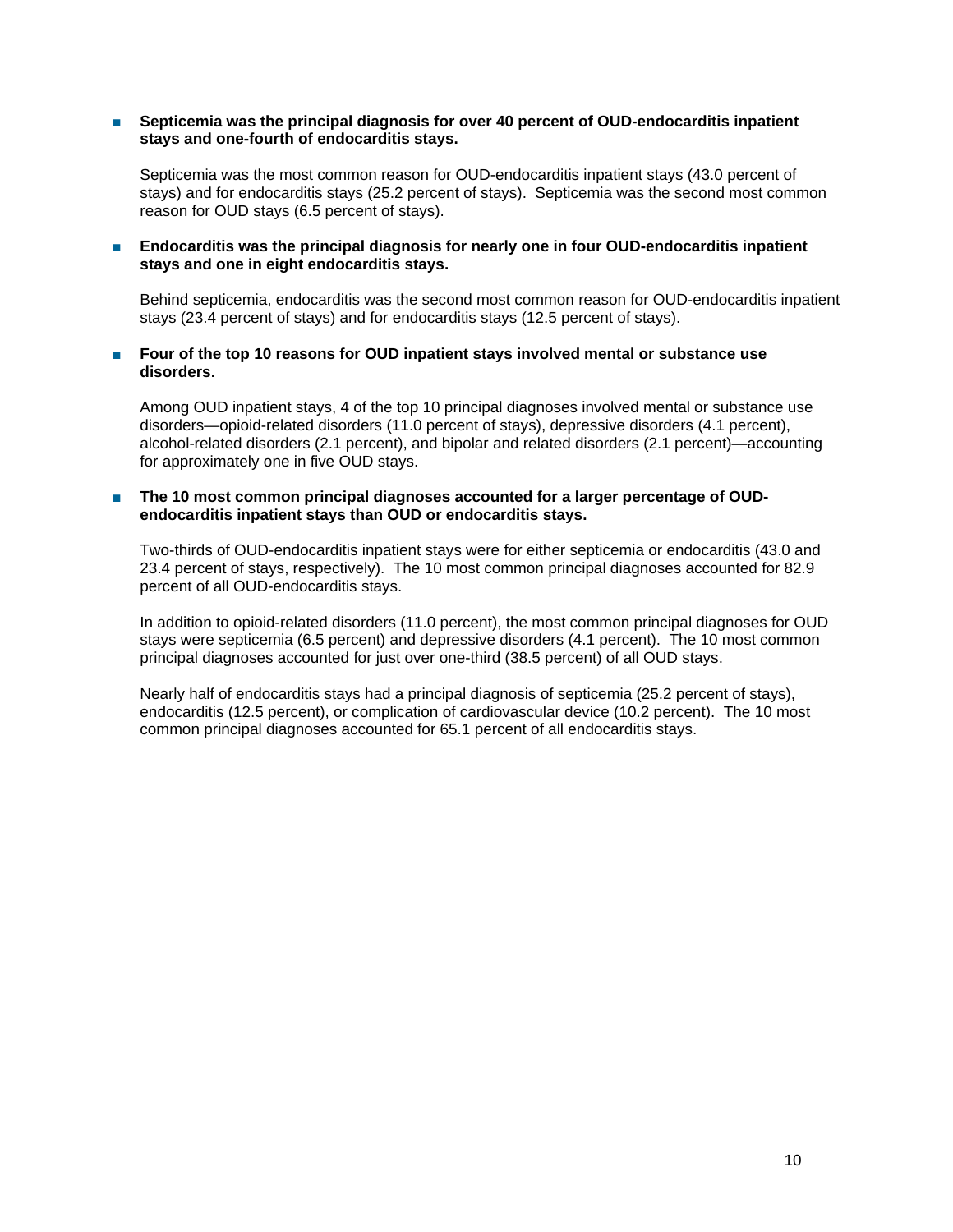- **Septicemia was the principal diagnosis for over 40 percent of OUD-endocarditis inpatient stays and one-fourth of endocarditis stays.**

  Septicemia was the most common reason for OUD-endocarditis inpatient stays (43.0 percent of stays) and for endocarditis stays (25.2 percent of stays). Septicemia was the second most common reason for OUD stays (6.5 percent of stays).

- **Endocarditis was the principal diagnosis for nearly one in four OUD-endocarditis inpatient stays and one in eight endocarditis stays.**

  Behind septicemia, endocarditis was the second most common reason for OUD-endocarditis inpatient stays (23.4 percent of stays) and for endocarditis stays (12.5 percent of stays).

- **Four of the top 10 reasons for OUD inpatient stays involved mental or substance use disorders.**

  Among OUD inpatient stays, 4 of the top 10 principal diagnoses involved mental or substance use disorders—opioid-related disorders (11.0 percent of stays), depressive disorders (4.1 percent), alcohol-related disorders (2.1 percent), and bipolar and related disorders (2.1 percent)—accounting for approximately one in five OUD stays.

- **The 10 most common principal diagnoses accounted for a larger percentage of OUD-endocarditis inpatient stays than OUD or endocarditis stays.**

  Two-thirds of OUD-endocarditis inpatient stays were for either septicemia or endocarditis (43.0 and 23.4 percent of stays, respectively). The 10 most common principal diagnoses accounted for 82.9 percent of all OUD-endocarditis stays.

  In addition to opioid-related disorders (11.0 percent), the most common principal diagnoses for OUD stays were septicemia (6.5 percent) and depressive disorders (4.1 percent). The 10 most common principal diagnoses accounted for just over one-third (38.5 percent) of all OUD stays.

  Nearly half of endocarditis stays had a principal diagnosis of septicemia (25.2 percent of stays), endocarditis (12.5 percent), or complication of cardiovascular device (10.2 percent). The 10 most common principal diagnoses accounted for 65.1 percent of all endocarditis stays.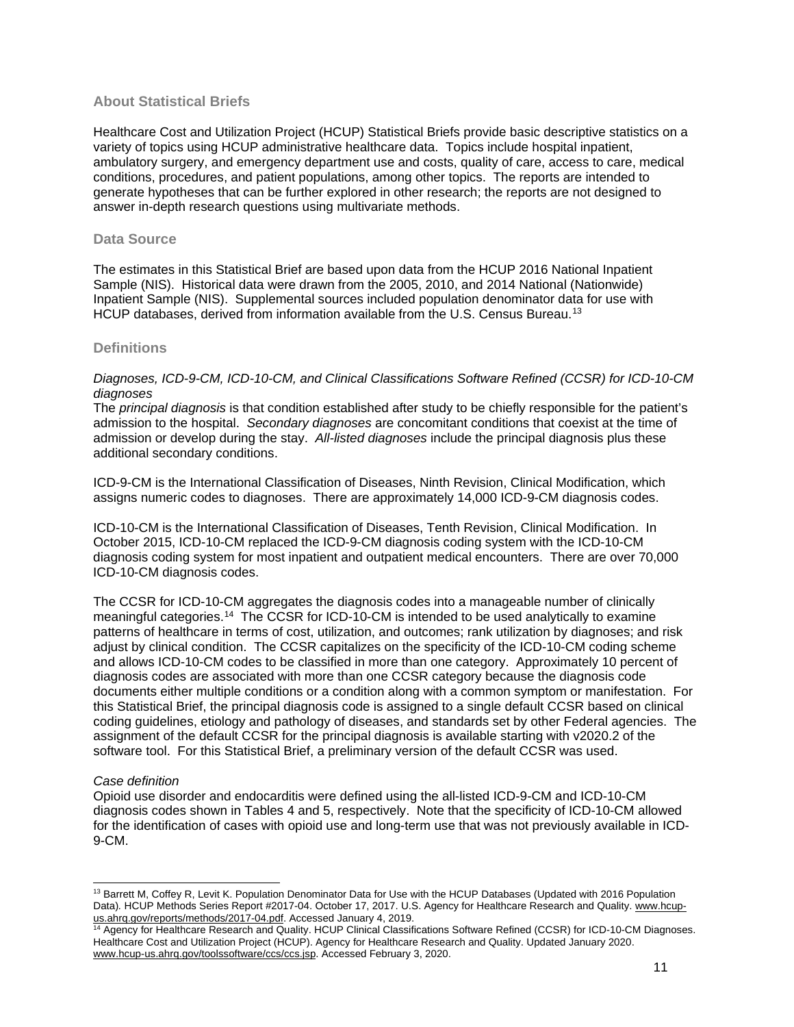## About Statistical Briefs

Healthcare Cost and Utilization Project (HCUP) Statistical Briefs provide basic descriptive statistics on a variety of topics using HCUP administrative healthcare data. Topics include hospital inpatient, ambulatory surgery, and emergency department use and costs, quality of care, access to care, medical conditions, procedures, and patient populations, among other topics. The reports are intended to generate hypotheses that can be further explored in other research; the reports are not designed to answer in-depth research questions using multivariate methods.

## Data Source

The estimates in this Statistical Brief are based upon data from the HCUP 2016 National Inpatient Sample (NIS). Historical data were drawn from the 2005, 2010, and 2014 National (Nationwide) Inpatient Sample (NIS). Supplemental sources included population denominator data for use with HCUP databases, derived from information available from the U.S. Census Bureau.[13]

## Definitions

*Diagnoses, ICD-9-CM, ICD-10-CM, and Clinical Classifications Software Refined (CCSR) for ICD-10-CM diagnoses*

The *principal diagnosis* is that condition established after study to be chiefly responsible for the patient's admission to the hospital. *Secondary diagnoses* are concomitant conditions that coexist at the time of admission or develop during the stay. *All-listed diagnoses* include the principal diagnosis plus these additional secondary conditions.

ICD-9-CM is the International Classification of Diseases, Ninth Revision, Clinical Modification, which assigns numeric codes to diagnoses. There are approximately 14,000 ICD-9-CM diagnosis codes.

ICD-10-CM is the International Classification of Diseases, Tenth Revision, Clinical Modification. In October 2015, ICD-10-CM replaced the ICD-9-CM diagnosis coding system with the ICD-10-CM diagnosis coding system for most inpatient and outpatient medical encounters. There are over 70,000 ICD-10-CM diagnosis codes.

The CCSR for ICD-10-CM aggregates the diagnosis codes into a manageable number of clinically meaningful categories.[14] The CCSR for ICD-10-CM is intended to be used analytically to examine patterns of healthcare in terms of cost, utilization, and outcomes; rank utilization by diagnoses; and risk adjust by clinical condition. The CCSR capitalizes on the specificity of the ICD-10-CM coding scheme and allows ICD-10-CM codes to be classified in more than one category. Approximately 10 percent of diagnosis codes are associated with more than one CCSR category because the diagnosis code documents either multiple conditions or a condition along with a common symptom or manifestation. For this Statistical Brief, the principal diagnosis code is assigned to a single default CCSR based on clinical coding guidelines, etiology and pathology of diseases, and standards set by other Federal agencies. The assignment of the default CCSR for the principal diagnosis is available starting with v2020.2 of the software tool. For this Statistical Brief, a preliminary version of the default CCSR was used.

*Case definition*

Opioid use disorder and endocarditis were defined using the all-listed ICD-9-CM and ICD-10-CM diagnosis codes shown in Tables 4 and 5, respectively. Note that the specificity of ICD-10-CM allowed for the identification of cases with opioid use and long-term use that was not previously available in ICD-9-CM.

---

[13] Barrett M, Coffey R, Levit K. Population Denominator Data for Use with the HCUP Databases (Updated with 2016 Population Data). HCUP Methods Series Report #2017-04. October 17, 2017. U.S. Agency for Healthcare Research and Quality. www.hcup-us.ahrq.gov/reports/methods/2017-04.pdf. Accessed January 4, 2019.

[14] Agency for Healthcare Research and Quality. HCUP Clinical Classifications Software Refined (CCSR) for ICD-10-CM Diagnoses. Healthcare Cost and Utilization Project (HCUP). Agency for Healthcare Research and Quality. Updated January 2020. www.hcup-us.ahrq.gov/toolssoftware/ccs/ccs.jsp. Accessed February 3, 2020.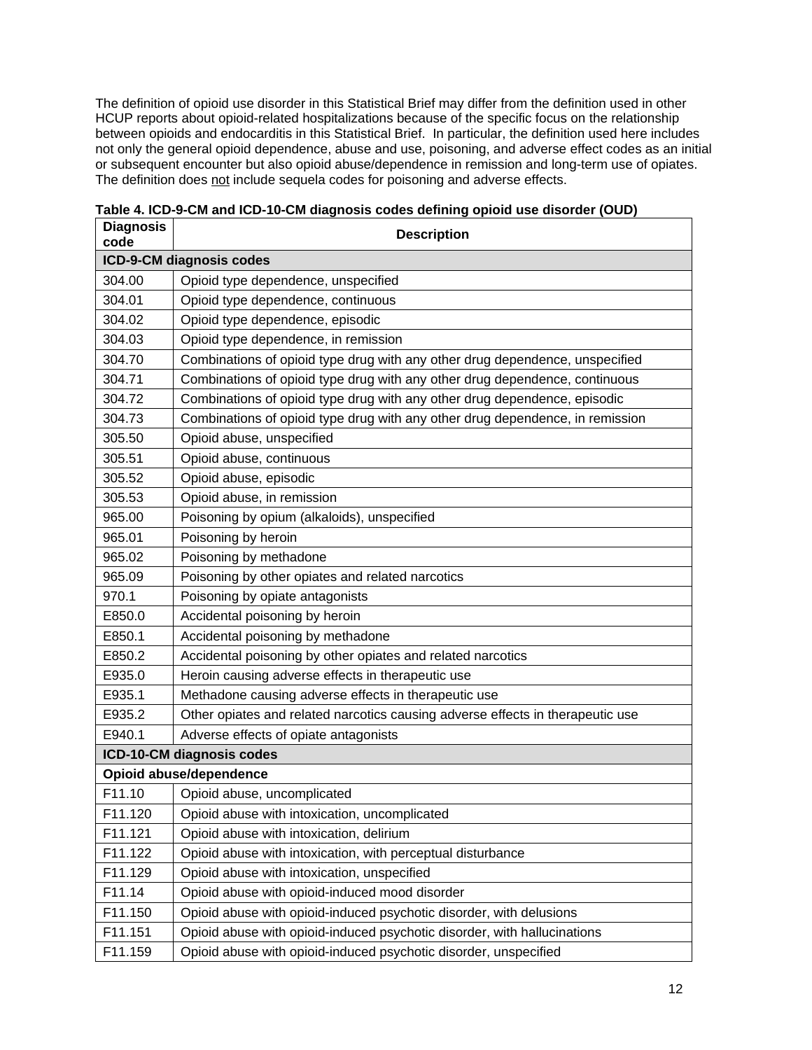The definition of opioid use disorder in this Statistical Brief may differ from the definition used in other HCUP reports about opioid-related hospitalizations because of the specific focus on the relationship between opioids and endocarditis in this Statistical Brief. In particular, the definition used here includes not only the general opioid dependence, abuse and use, poisoning, and adverse effect codes as an initial or subsequent encounter but also opioid abuse/dependence in remission and long-term use of opiates. The definition does not include sequela codes for poisoning and adverse effects.

**Table 4. ICD-9-CM and ICD-10-CM diagnosis codes defining opioid use disorder (OUD)**

| Diagnosis code | Description |
|---|---|
| **ICD-9-CM diagnosis codes** | |
| 304.00 | Opioid type dependence, unspecified |
| 304.01 | Opioid type dependence, continuous |
| 304.02 | Opioid type dependence, episodic |
| 304.03 | Opioid type dependence, in remission |
| 304.70 | Combinations of opioid type drug with any other drug dependence, unspecified |
| 304.71 | Combinations of opioid type drug with any other drug dependence, continuous |
| 304.72 | Combinations of opioid type drug with any other drug dependence, episodic |
| 304.73 | Combinations of opioid type drug with any other drug dependence, in remission |
| 305.50 | Opioid abuse, unspecified |
| 305.51 | Opioid abuse, continuous |
| 305.52 | Opioid abuse, episodic |
| 305.53 | Opioid abuse, in remission |
| 965.00 | Poisoning by opium (alkaloids), unspecified |
| 965.01 | Poisoning by heroin |
| 965.02 | Poisoning by methadone |
| 965.09 | Poisoning by other opiates and related narcotics |
| 970.1 | Poisoning by opiate antagonists |
| E850.0 | Accidental poisoning by heroin |
| E850.1 | Accidental poisoning by methadone |
| E850.2 | Accidental poisoning by other opiates and related narcotics |
| E935.0 | Heroin causing adverse effects in therapeutic use |
| E935.1 | Methadone causing adverse effects in therapeutic use |
| E935.2 | Other opiates and related narcotics causing adverse effects in therapeutic use |
| E940.1 | Adverse effects of opiate antagonists |
| **ICD-10-CM diagnosis codes** | |
| **Opioid abuse/dependence** | |
| F11.10 | Opioid abuse, uncomplicated |
| F11.120 | Opioid abuse with intoxication, uncomplicated |
| F11.121 | Opioid abuse with intoxication, delirium |
| F11.122 | Opioid abuse with intoxication, with perceptual disturbance |
| F11.129 | Opioid abuse with intoxication, unspecified |
| F11.14 | Opioid abuse with opioid-induced mood disorder |
| F11.150 | Opioid abuse with opioid-induced psychotic disorder, with delusions |
| F11.151 | Opioid abuse with opioid-induced psychotic disorder, with hallucinations |
| F11.159 | Opioid abuse with opioid-induced psychotic disorder, unspecified |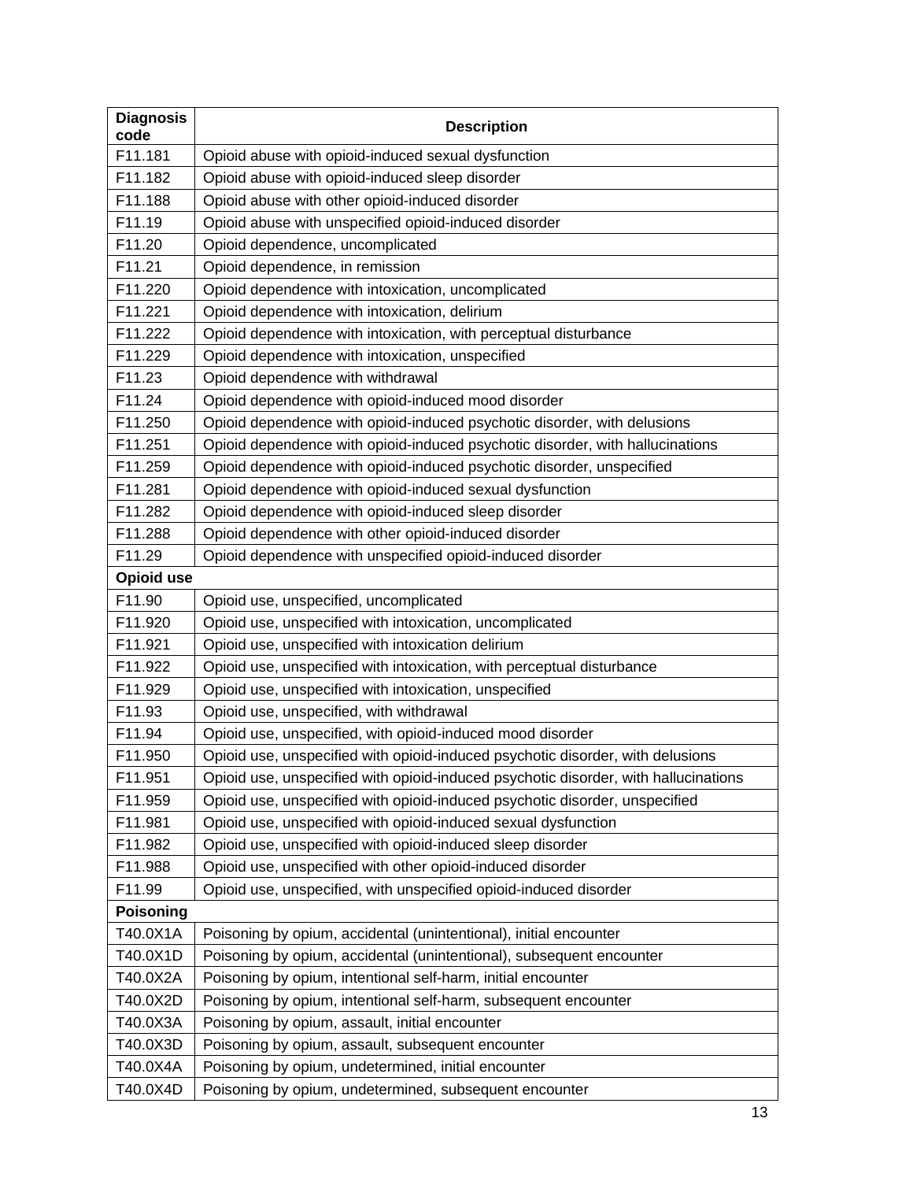| Diagnosis code | Description |
|---|---|
| F11.181 | Opioid abuse with opioid-induced sexual dysfunction |
| F11.182 | Opioid abuse with opioid-induced sleep disorder |
| F11.188 | Opioid abuse with other opioid-induced disorder |
| F11.19 | Opioid abuse with unspecified opioid-induced disorder |
| F11.20 | Opioid dependence, uncomplicated |
| F11.21 | Opioid dependence, in remission |
| F11.220 | Opioid dependence with intoxication, uncomplicated |
| F11.221 | Opioid dependence with intoxication, delirium |
| F11.222 | Opioid dependence with intoxication, with perceptual disturbance |
| F11.229 | Opioid dependence with intoxication, unspecified |
| F11.23 | Opioid dependence with withdrawal |
| F11.24 | Opioid dependence with opioid-induced mood disorder |
| F11.250 | Opioid dependence with opioid-induced psychotic disorder, with delusions |
| F11.251 | Opioid dependence with opioid-induced psychotic disorder, with hallucinations |
| F11.259 | Opioid dependence with opioid-induced psychotic disorder, unspecified |
| F11.281 | Opioid dependence with opioid-induced sexual dysfunction |
| F11.282 | Opioid dependence with opioid-induced sleep disorder |
| F11.288 | Opioid dependence with other opioid-induced disorder |
| F11.29 | Opioid dependence with unspecified opioid-induced disorder |
| **Opioid use** | |
| F11.90 | Opioid use, unspecified, uncomplicated |
| F11.920 | Opioid use, unspecified with intoxication, uncomplicated |
| F11.921 | Opioid use, unspecified with intoxication delirium |
| F11.922 | Opioid use, unspecified with intoxication, with perceptual disturbance |
| F11.929 | Opioid use, unspecified with intoxication, unspecified |
| F11.93 | Opioid use, unspecified, with withdrawal |
| F11.94 | Opioid use, unspecified, with opioid-induced mood disorder |
| F11.950 | Opioid use, unspecified with opioid-induced psychotic disorder, with delusions |
| F11.951 | Opioid use, unspecified with opioid-induced psychotic disorder, with hallucinations |
| F11.959 | Opioid use, unspecified with opioid-induced psychotic disorder, unspecified |
| F11.981 | Opioid use, unspecified with opioid-induced sexual dysfunction |
| F11.982 | Opioid use, unspecified with opioid-induced sleep disorder |
| F11.988 | Opioid use, unspecified with other opioid-induced disorder |
| F11.99 | Opioid use, unspecified, with unspecified opioid-induced disorder |
| **Poisoning** | |
| T40.0X1A | Poisoning by opium, accidental (unintentional), initial encounter |
| T40.0X1D | Poisoning by opium, accidental (unintentional), subsequent encounter |
| T40.0X2A | Poisoning by opium, intentional self-harm, initial encounter |
| T40.0X2D | Poisoning by opium, intentional self-harm, subsequent encounter |
| T40.0X3A | Poisoning by opium, assault, initial encounter |
| T40.0X3D | Poisoning by opium, assault, subsequent encounter |
| T40.0X4A | Poisoning by opium, undetermined, initial encounter |
| T40.0X4D | Poisoning by opium, undetermined, subsequent encounter |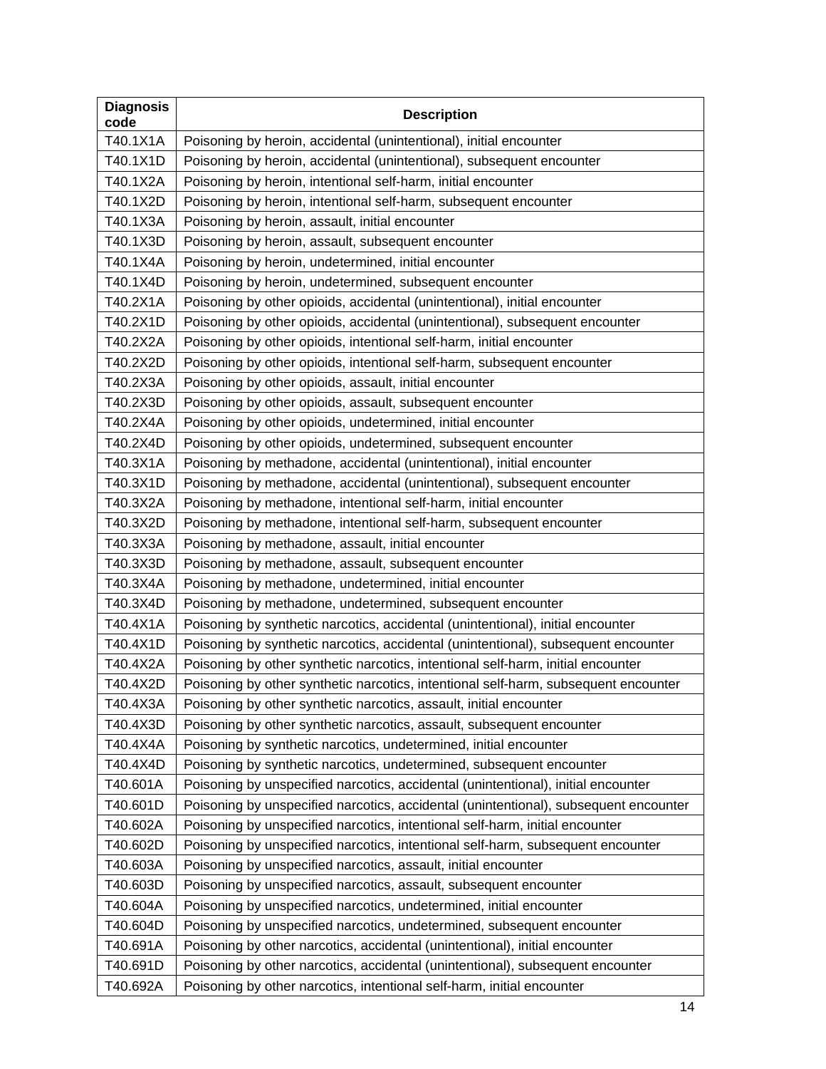| Diagnosis code | Description |
|---|---|
| T40.1X1A | Poisoning by heroin, accidental (unintentional), initial encounter |
| T40.1X1D | Poisoning by heroin, accidental (unintentional), subsequent encounter |
| T40.1X2A | Poisoning by heroin, intentional self-harm, initial encounter |
| T40.1X2D | Poisoning by heroin, intentional self-harm, subsequent encounter |
| T40.1X3A | Poisoning by heroin, assault, initial encounter |
| T40.1X3D | Poisoning by heroin, assault, subsequent encounter |
| T40.1X4A | Poisoning by heroin, undetermined, initial encounter |
| T40.1X4D | Poisoning by heroin, undetermined, subsequent encounter |
| T40.2X1A | Poisoning by other opioids, accidental (unintentional), initial encounter |
| T40.2X1D | Poisoning by other opioids, accidental (unintentional), subsequent encounter |
| T40.2X2A | Poisoning by other opioids, intentional self-harm, initial encounter |
| T40.2X2D | Poisoning by other opioids, intentional self-harm, subsequent encounter |
| T40.2X3A | Poisoning by other opioids, assault, initial encounter |
| T40.2X3D | Poisoning by other opioids, assault, subsequent encounter |
| T40.2X4A | Poisoning by other opioids, undetermined, initial encounter |
| T40.2X4D | Poisoning by other opioids, undetermined, subsequent encounter |
| T40.3X1A | Poisoning by methadone, accidental (unintentional), initial encounter |
| T40.3X1D | Poisoning by methadone, accidental (unintentional), subsequent encounter |
| T40.3X2A | Poisoning by methadone, intentional self-harm, initial encounter |
| T40.3X2D | Poisoning by methadone, intentional self-harm, subsequent encounter |
| T40.3X3A | Poisoning by methadone, assault, initial encounter |
| T40.3X3D | Poisoning by methadone, assault, subsequent encounter |
| T40.3X4A | Poisoning by methadone, undetermined, initial encounter |
| T40.3X4D | Poisoning by methadone, undetermined, subsequent encounter |
| T40.4X1A | Poisoning by synthetic narcotics, accidental (unintentional), initial encounter |
| T40.4X1D | Poisoning by synthetic narcotics, accidental (unintentional), subsequent encounter |
| T40.4X2A | Poisoning by other synthetic narcotics, intentional self-harm, initial encounter |
| T40.4X2D | Poisoning by other synthetic narcotics, intentional self-harm, subsequent encounter |
| T40.4X3A | Poisoning by other synthetic narcotics, assault, initial encounter |
| T40.4X3D | Poisoning by other synthetic narcotics, assault, subsequent encounter |
| T40.4X4A | Poisoning by synthetic narcotics, undetermined, initial encounter |
| T40.4X4D | Poisoning by synthetic narcotics, undetermined, subsequent encounter |
| T40.601A | Poisoning by unspecified narcotics, accidental (unintentional), initial encounter |
| T40.601D | Poisoning by unspecified narcotics, accidental (unintentional), subsequent encounter |
| T40.602A | Poisoning by unspecified narcotics, intentional self-harm, initial encounter |
| T40.602D | Poisoning by unspecified narcotics, intentional self-harm, subsequent encounter |
| T40.603A | Poisoning by unspecified narcotics, assault, initial encounter |
| T40.603D | Poisoning by unspecified narcotics, assault, subsequent encounter |
| T40.604A | Poisoning by unspecified narcotics, undetermined, initial encounter |
| T40.604D | Poisoning by unspecified narcotics, undetermined, subsequent encounter |
| T40.691A | Poisoning by other narcotics, accidental (unintentional), initial encounter |
| T40.691D | Poisoning by other narcotics, accidental (unintentional), subsequent encounter |
| T40.692A | Poisoning by other narcotics, intentional self-harm, initial encounter |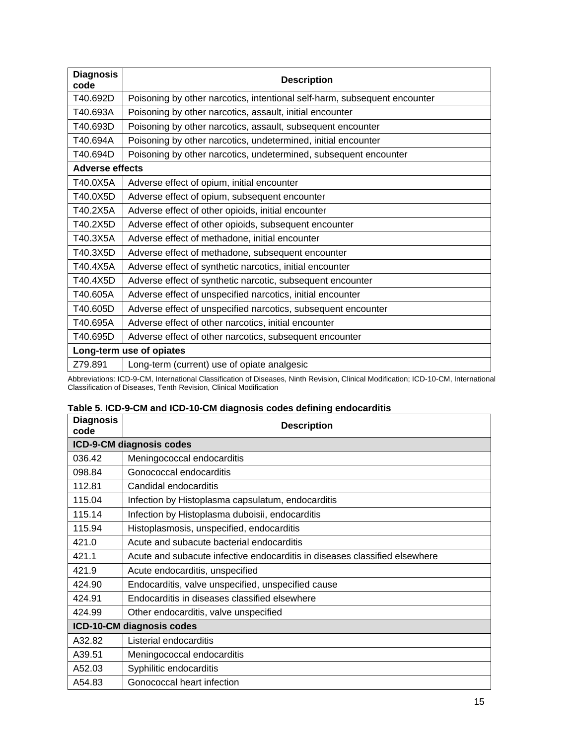| Diagnosis code | Description |
|---|---|
| T40.692D | Poisoning by other narcotics, intentional self-harm, subsequent encounter |
| T40.693A | Poisoning by other narcotics, assault, initial encounter |
| T40.693D | Poisoning by other narcotics, assault, subsequent encounter |
| T40.694A | Poisoning by other narcotics, undetermined, initial encounter |
| T40.694D | Poisoning by other narcotics, undetermined, subsequent encounter |
| **Adverse effects** | |
| T40.0X5A | Adverse effect of opium, initial encounter |
| T40.0X5D | Adverse effect of opium, subsequent encounter |
| T40.2X5A | Adverse effect of other opioids, initial encounter |
| T40.2X5D | Adverse effect of other opioids, subsequent encounter |
| T40.3X5A | Adverse effect of methadone, initial encounter |
| T40.3X5D | Adverse effect of methadone, subsequent encounter |
| T40.4X5A | Adverse effect of synthetic narcotics, initial encounter |
| T40.4X5D | Adverse effect of synthetic narcotic, subsequent encounter |
| T40.605A | Adverse effect of unspecified narcotics, initial encounter |
| T40.605D | Adverse effect of unspecified narcotics, subsequent encounter |
| T40.695A | Adverse effect of other narcotics, initial encounter |
| T40.695D | Adverse effect of other narcotics, subsequent encounter |
| **Long-term use of opiates** | |
| Z79.891 | Long-term (current) use of opiate analgesic |

Abbreviations: ICD-9-CM, International Classification of Diseases, Ninth Revision, Clinical Modification; ICD-10-CM, International Classification of Diseases, Tenth Revision, Clinical Modification

**Table 5. ICD-9-CM and ICD-10-CM diagnosis codes defining endocarditis**

| Diagnosis code | Description |
|---|---|
| **ICD-9-CM diagnosis codes** | |
| 036.42 | Meningococcal endocarditis |
| 098.84 | Gonococcal endocarditis |
| 112.81 | Candidal endocarditis |
| 115.04 | Infection by Histoplasma capsulatum, endocarditis |
| 115.14 | Infection by Histoplasma duboisii, endocarditis |
| 115.94 | Histoplasmosis, unspecified, endocarditis |
| 421.0 | Acute and subacute bacterial endocarditis |
| 421.1 | Acute and subacute infective endocarditis in diseases classified elsewhere |
| 421.9 | Acute endocarditis, unspecified |
| 424.90 | Endocarditis, valve unspecified, unspecified cause |
| 424.91 | Endocarditis in diseases classified elsewhere |
| 424.99 | Other endocarditis, valve unspecified |
| **ICD-10-CM diagnosis codes** | |
| A32.82 | Listerial endocarditis |
| A39.51 | Meningococcal endocarditis |
| A52.03 | Syphilitic endocarditis |
| A54.83 | Gonococcal heart infection |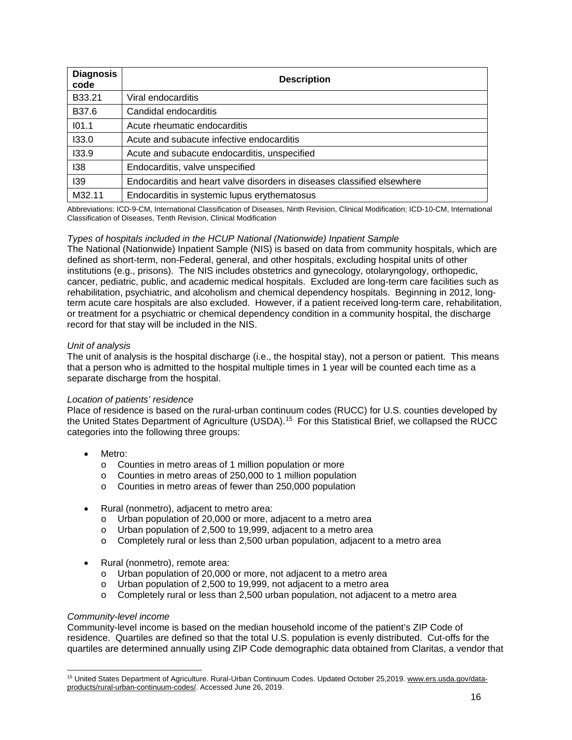| Diagnosis code | Description |
|---|---|
| B33.21 | Viral endocarditis |
| B37.6 | Candidal endocarditis |
| I01.1 | Acute rheumatic endocarditis |
| I33.0 | Acute and subacute infective endocarditis |
| I33.9 | Acute and subacute endocarditis, unspecified |
| I38 | Endocarditis, valve unspecified |
| I39 | Endocarditis and heart valve disorders in diseases classified elsewhere |
| M32.11 | Endocarditis in systemic lupus erythematosus |

Abbreviations: ICD-9-CM, International Classification of Diseases, Ninth Revision, Clinical Modification; ICD-10-CM, International Classification of Diseases, Tenth Revision, Clinical Modification

*Types of hospitals included in the HCUP National (Nationwide) Inpatient Sample*

The National (Nationwide) Inpatient Sample (NIS) is based on data from community hospitals, which are defined as short-term, non-Federal, general, and other hospitals, excluding hospital units of other institutions (e.g., prisons). The NIS includes obstetrics and gynecology, otolaryngology, orthopedic, cancer, pediatric, public, and academic medical hospitals. Excluded are long-term care facilities such as rehabilitation, psychiatric, and alcoholism and chemical dependency hospitals. Beginning in 2012, long-term acute care hospitals are also excluded. However, if a patient received long-term care, rehabilitation, or treatment for a psychiatric or chemical dependency condition in a community hospital, the discharge record for that stay will be included in the NIS.

*Unit of analysis*

The unit of analysis is the hospital discharge (i.e., the hospital stay), not a person or patient. This means that a person who is admitted to the hospital multiple times in 1 year will be counted each time as a separate discharge from the hospital.

*Location of patients' residence*

Place of residence is based on the rural-urban continuum codes (RUCC) for U.S. counties developed by the United States Department of Agriculture (USDA).[15] For this Statistical Brief, we collapsed the RUCC categories into the following three groups:

- Metro:
  - Counties in metro areas of 1 million population or more
  - Counties in metro areas of 250,000 to 1 million population
  - Counties in metro areas of fewer than 250,000 population
- Rural (nonmetro), adjacent to metro area:
  - Urban population of 20,000 or more, adjacent to a metro area
  - Urban population of 2,500 to 19,999, adjacent to a metro area
  - Completely rural or less than 2,500 urban population, adjacent to a metro area
- Rural (nonmetro), remote area:
  - Urban population of 20,000 or more, not adjacent to a metro area
  - Urban population of 2,500 to 19,999, not adjacent to a metro area
  - Completely rural or less than 2,500 urban population, not adjacent to a metro area

*Community-level income*

Community-level income is based on the median household income of the patient's ZIP Code of residence. Quartiles are defined so that the total U.S. population is evenly distributed. Cut-offs for the quartiles are determined annually using ZIP Code demographic data obtained from Claritas, a vendor that

[15] United States Department of Agriculture. Rural-Urban Continuum Codes. Updated October 25,2019. www.ers.usda.gov/data-products/rural-urban-continuum-codes/. Accessed June 26, 2019.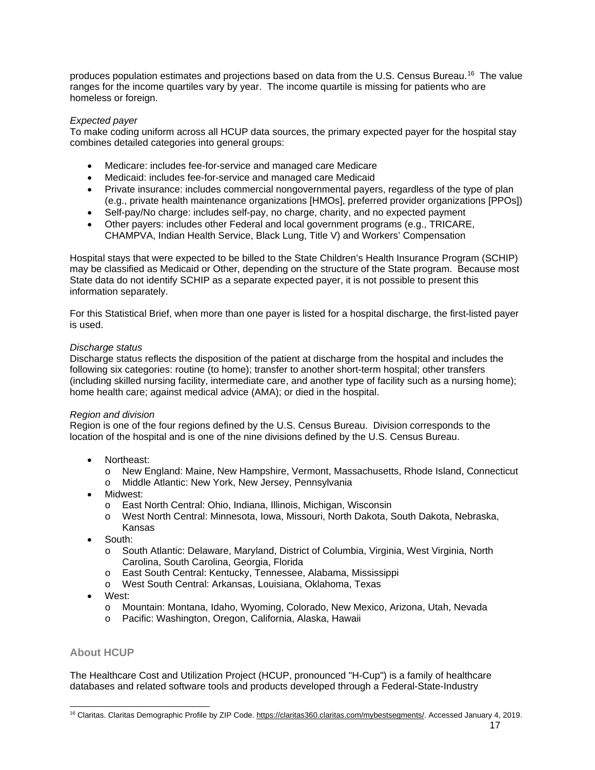produces population estimates and projections based on data from the U.S. Census Bureau.[16] The value ranges for the income quartiles vary by year. The income quartile is missing for patients who are homeless or foreign.

*Expected payer*
To make coding uniform across all HCUP data sources, the primary expected payer for the hospital stay combines detailed categories into general groups:

- Medicare: includes fee-for-service and managed care Medicare
- Medicaid: includes fee-for-service and managed care Medicaid
- Private insurance: includes commercial nongovernmental payers, regardless of the type of plan (e.g., private health maintenance organizations [HMOs], preferred provider organizations [PPOs])
- Self-pay/No charge: includes self-pay, no charge, charity, and no expected payment
- Other payers: includes other Federal and local government programs (e.g., TRICARE, CHAMPVA, Indian Health Service, Black Lung, Title V) and Workers' Compensation

Hospital stays that were expected to be billed to the State Children's Health Insurance Program (SCHIP) may be classified as Medicaid or Other, depending on the structure of the State program. Because most State data do not identify SCHIP as a separate expected payer, it is not possible to present this information separately.

For this Statistical Brief, when more than one payer is listed for a hospital discharge, the first-listed payer is used.

*Discharge status*
Discharge status reflects the disposition of the patient at discharge from the hospital and includes the following six categories: routine (to home); transfer to another short-term hospital; other transfers (including skilled nursing facility, intermediate care, and another type of facility such as a nursing home); home health care; against medical advice (AMA); or died in the hospital.

*Region and division*
Region is one of the four regions defined by the U.S. Census Bureau. Division corresponds to the location of the hospital and is one of the nine divisions defined by the U.S. Census Bureau.

- Northeast:
  - New England: Maine, New Hampshire, Vermont, Massachusetts, Rhode Island, Connecticut
  - Middle Atlantic: New York, New Jersey, Pennsylvania
- Midwest:
  - East North Central: Ohio, Indiana, Illinois, Michigan, Wisconsin
  - West North Central: Minnesota, Iowa, Missouri, North Dakota, South Dakota, Nebraska, Kansas
- South:
  - South Atlantic: Delaware, Maryland, District of Columbia, Virginia, West Virginia, North Carolina, South Carolina, Georgia, Florida
  - East South Central: Kentucky, Tennessee, Alabama, Mississippi
  - West South Central: Arkansas, Louisiana, Oklahoma, Texas
- West:
  - Mountain: Montana, Idaho, Wyoming, Colorado, New Mexico, Arizona, Utah, Nevada
  - Pacific: Washington, Oregon, California, Alaska, Hawaii

## About HCUP

The Healthcare Cost and Utilization Project (HCUP, pronounced "H-Cup") is a family of healthcare databases and related software tools and products developed through a Federal-State-Industry

[16] Claritas. Claritas Demographic Profile by ZIP Code. https://claritas360.claritas.com/mybestsegments/. Accessed January 4, 2019.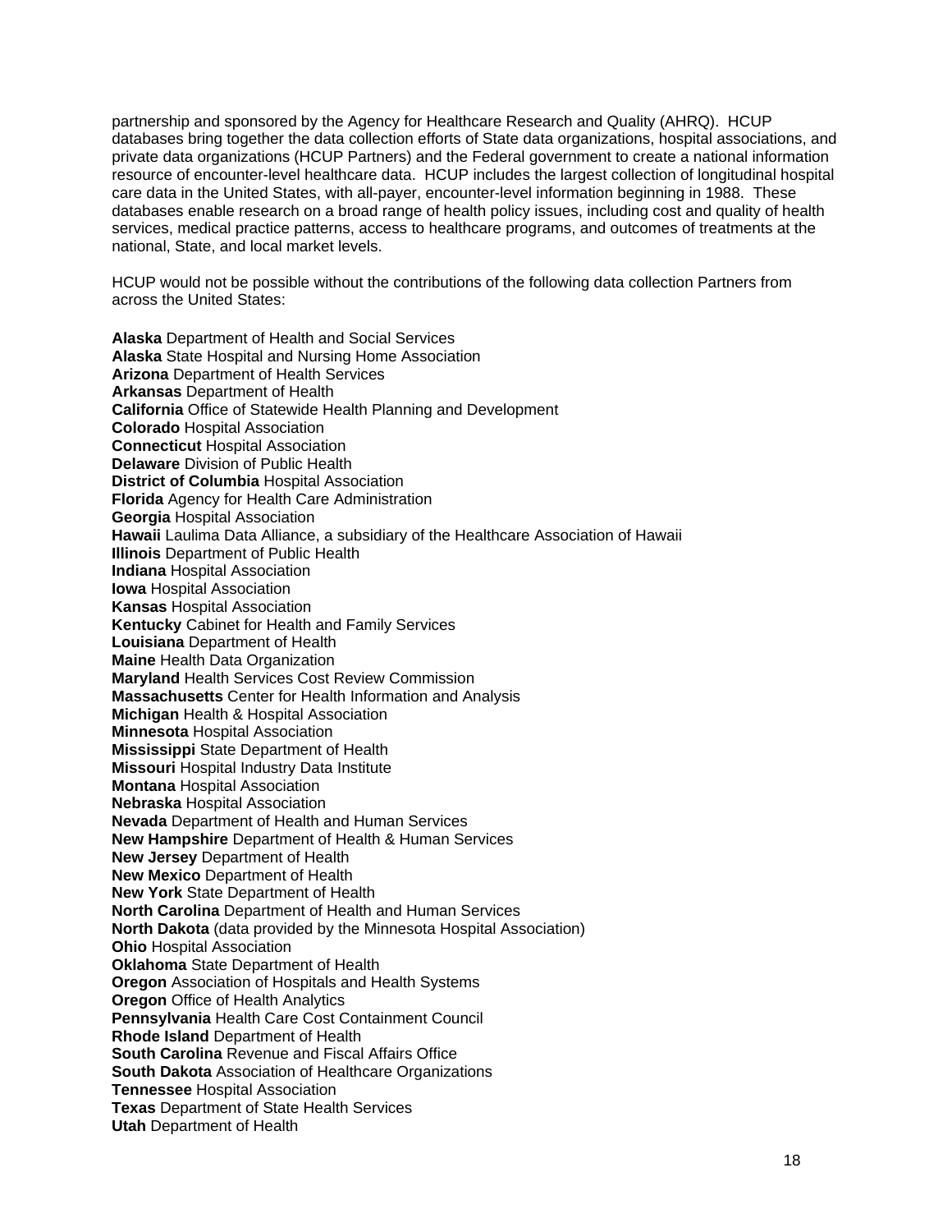partnership and sponsored by the Agency for Healthcare Research and Quality (AHRQ). HCUP databases bring together the data collection efforts of State data organizations, hospital associations, and private data organizations (HCUP Partners) and the Federal government to create a national information resource of encounter-level healthcare data. HCUP includes the largest collection of longitudinal hospital care data in the United States, with all-payer, encounter-level information beginning in 1988. These databases enable research on a broad range of health policy issues, including cost and quality of health services, medical practice patterns, access to healthcare programs, and outcomes of treatments at the national, State, and local market levels.

HCUP would not be possible without the contributions of the following data collection Partners from across the United States:

**Alaska** Department of Health and Social Services  
**Alaska** State Hospital and Nursing Home Association  
**Arizona** Department of Health Services  
**Arkansas** Department of Health  
**California** Office of Statewide Health Planning and Development  
**Colorado** Hospital Association  
**Connecticut** Hospital Association  
**Delaware** Division of Public Health  
**District of Columbia** Hospital Association  
**Florida** Agency for Health Care Administration  
**Georgia** Hospital Association  
**Hawaii** Laulima Data Alliance, a subsidiary of the Healthcare Association of Hawaii  
**Illinois** Department of Public Health  
**Indiana** Hospital Association  
**Iowa** Hospital Association  
**Kansas** Hospital Association  
**Kentucky** Cabinet for Health and Family Services  
**Louisiana** Department of Health  
**Maine** Health Data Organization  
**Maryland** Health Services Cost Review Commission  
**Massachusetts** Center for Health Information and Analysis  
**Michigan** Health & Hospital Association  
**Minnesota** Hospital Association  
**Mississippi** State Department of Health  
**Missouri** Hospital Industry Data Institute  
**Montana** Hospital Association  
**Nebraska** Hospital Association  
**Nevada** Department of Health and Human Services  
**New Hampshire** Department of Health & Human Services  
**New Jersey** Department of Health  
**New Mexico** Department of Health  
**New York** State Department of Health  
**North Carolina** Department of Health and Human Services  
**North Dakota** (data provided by the Minnesota Hospital Association)  
**Ohio** Hospital Association  
**Oklahoma** State Department of Health  
**Oregon** Association of Hospitals and Health Systems  
**Oregon** Office of Health Analytics  
**Pennsylvania** Health Care Cost Containment Council  
**Rhode Island** Department of Health  
**South Carolina** Revenue and Fiscal Affairs Office  
**South Dakota** Association of Healthcare Organizations  
**Tennessee** Hospital Association  
**Texas** Department of State Health Services  
**Utah** Department of Health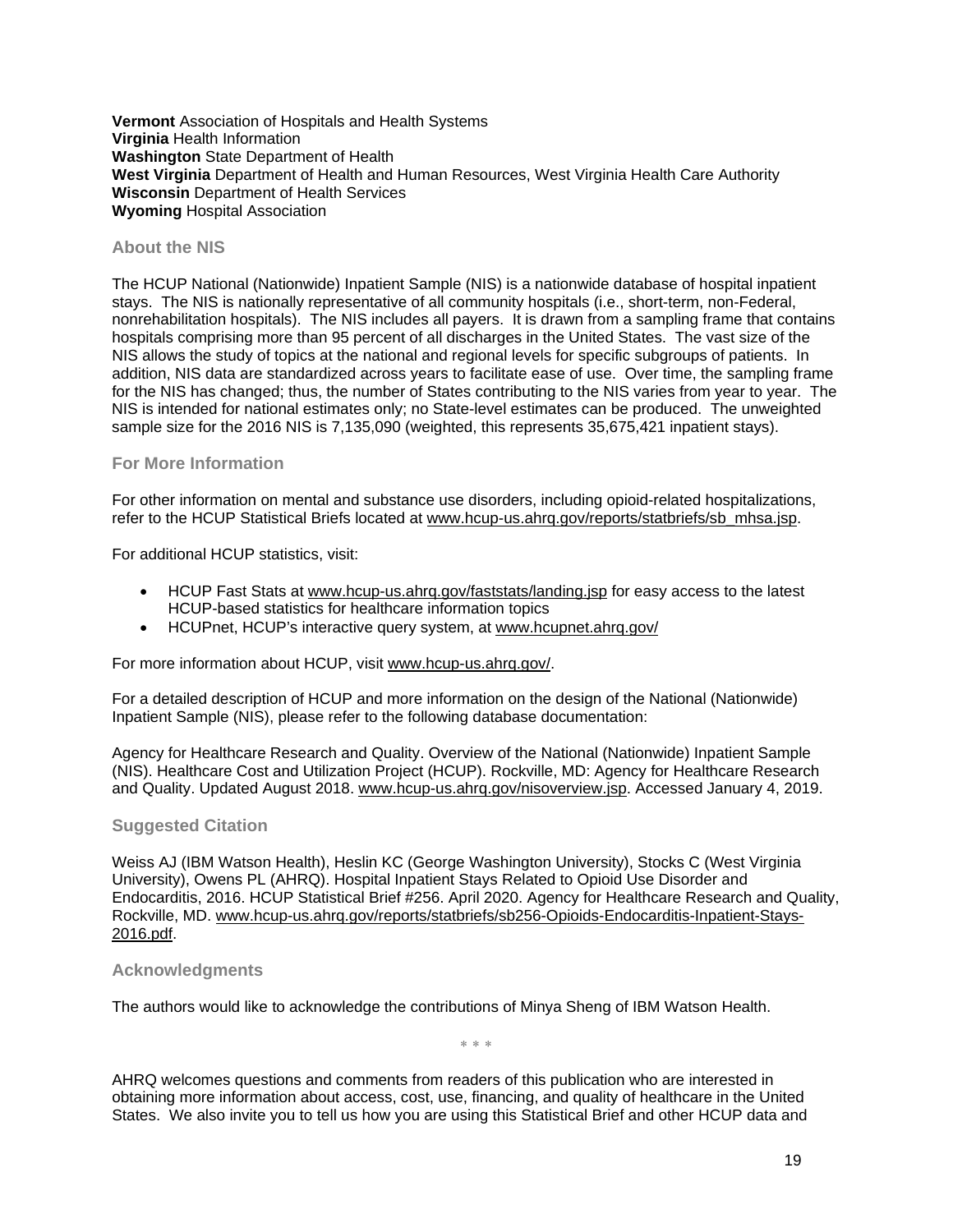**Vermont** Association of Hospitals and Health Systems
**Virginia** Health Information
**Washington** State Department of Health
**West Virginia** Department of Health and Human Resources, West Virginia Health Care Authority
**Wisconsin** Department of Health Services
**Wyoming** Hospital Association

## About the NIS

The HCUP National (Nationwide) Inpatient Sample (NIS) is a nationwide database of hospital inpatient stays. The NIS is nationally representative of all community hospitals (i.e., short-term, non-Federal, nonrehabilitation hospitals). The NIS includes all payers. It is drawn from a sampling frame that contains hospitals comprising more than 95 percent of all discharges in the United States. The vast size of the NIS allows the study of topics at the national and regional levels for specific subgroups of patients. In addition, NIS data are standardized across years to facilitate ease of use. Over time, the sampling frame for the NIS has changed; thus, the number of States contributing to the NIS varies from year to year. The NIS is intended for national estimates only; no State-level estimates can be produced. The unweighted sample size for the 2016 NIS is 7,135,090 (weighted, this represents 35,675,421 inpatient stays).

## For More Information

For other information on mental and substance use disorders, including opioid-related hospitalizations, refer to the HCUP Statistical Briefs located at www.hcup-us.ahrq.gov/reports/statbriefs/sb_mhsa.jsp.

For additional HCUP statistics, visit:

- HCUP Fast Stats at www.hcup-us.ahrq.gov/faststats/landing.jsp for easy access to the latest HCUP-based statistics for healthcare information topics
- HCUPnet, HCUP's interactive query system, at www.hcupnet.ahrq.gov/

For more information about HCUP, visit www.hcup-us.ahrq.gov/.

For a detailed description of HCUP and more information on the design of the National (Nationwide) Inpatient Sample (NIS), please refer to the following database documentation:

Agency for Healthcare Research and Quality. Overview of the National (Nationwide) Inpatient Sample (NIS). Healthcare Cost and Utilization Project (HCUP). Rockville, MD: Agency for Healthcare Research and Quality. Updated August 2018. www.hcup-us.ahrq.gov/nisoverview.jsp. Accessed January 4, 2019.

## Suggested Citation

Weiss AJ (IBM Watson Health), Heslin KC (George Washington University), Stocks C (West Virginia University), Owens PL (AHRQ). Hospital Inpatient Stays Related to Opioid Use Disorder and Endocarditis, 2016. HCUP Statistical Brief #256. April 2020. Agency for Healthcare Research and Quality, Rockville, MD. www.hcup-us.ahrq.gov/reports/statbriefs/sb256-Opioids-Endocarditis-Inpatient-Stays-2016.pdf.

## Acknowledgments

The authors would like to acknowledge the contributions of Minya Sheng of IBM Watson Health.

\* \* \*

AHRQ welcomes questions and comments from readers of this publication who are interested in obtaining more information about access, cost, use, financing, and quality of healthcare in the United States. We also invite you to tell us how you are using this Statistical Brief and other HCUP data and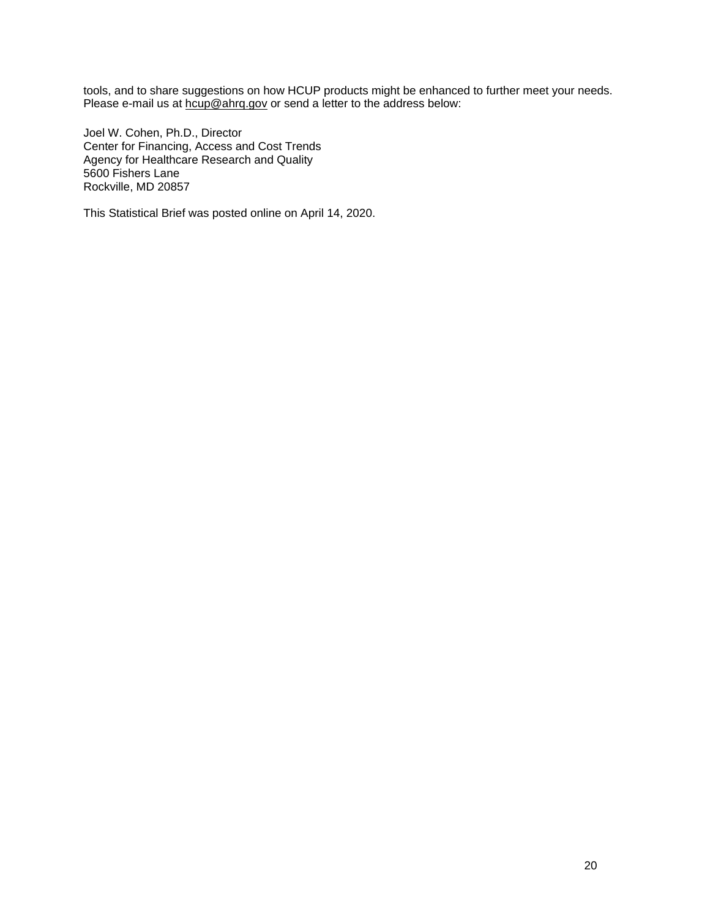tools, and to share suggestions on how HCUP products might be enhanced to further meet your needs. Please e-mail us at hcup@ahrq.gov or send a letter to the address below:

Joel W. Cohen, Ph.D., Director  
Center for Financing, Access and Cost Trends  
Agency for Healthcare Research and Quality  
5600 Fishers Lane  
Rockville, MD 20857

This Statistical Brief was posted online on April 14, 2020.